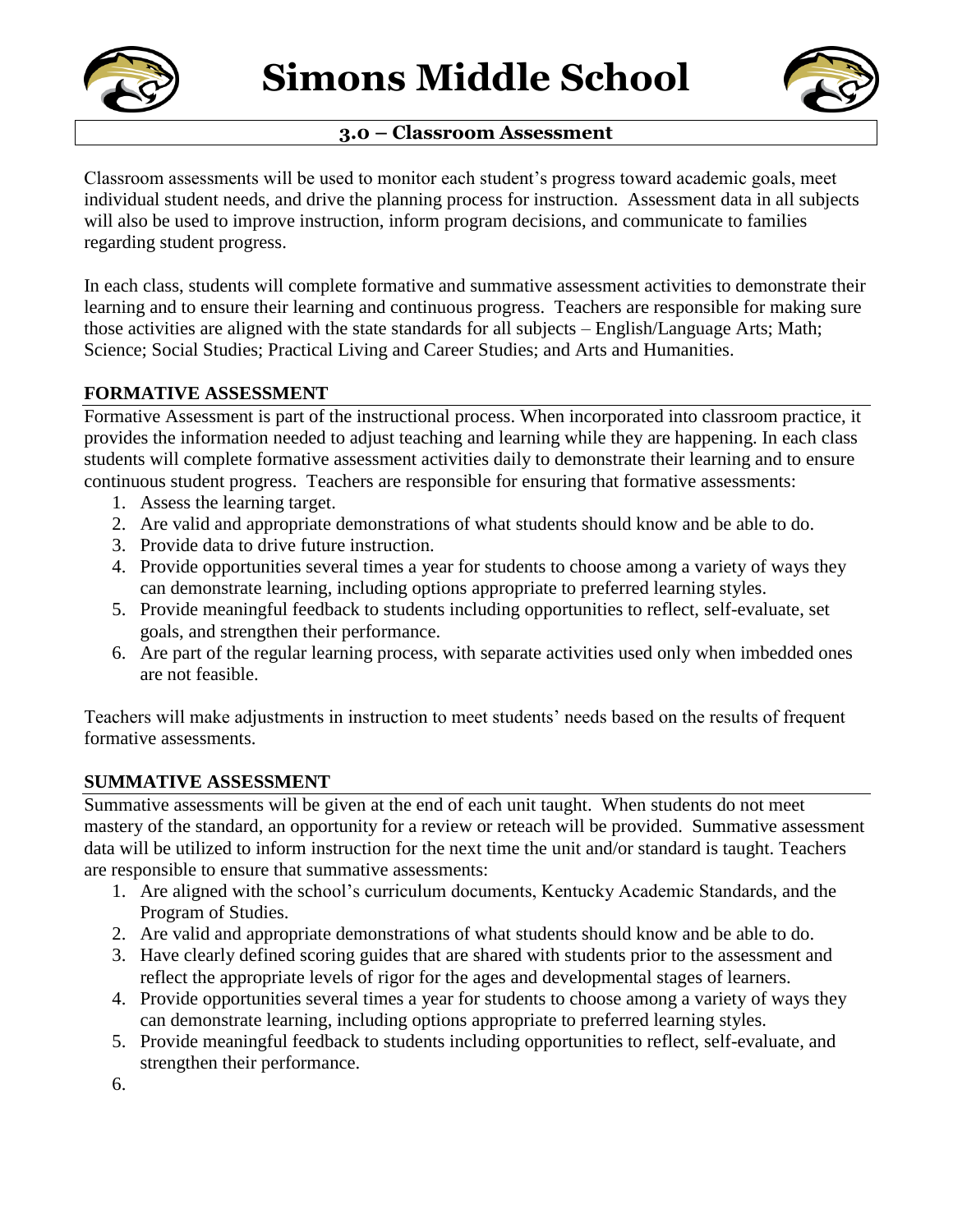# Simons Middle School

## 3.0 – Classroom Assessment

Classroom assessments will be used to monitor each student's progress toward academic goals, meet individual student needs, and drive the planning process for instruction. Assessment data in all subjects will also be used to improve instruction, inform program decisions, and communicate to families regarding student progress.

In each class, students will complete formative and summative assessment activities to demonstrate their learning and to ensure their learning and continuous progress. Teachers are responsible for making sure those activities are aligned with the state standards for all subjects – English/Language Arts; Math; Science; Social Studies; Practical Living and Career Studies; and Arts and Humanities.

### FORMATIVE ASSESSMENT

Formative Assessment is part of the instructional process. When incorporated into classroom practice, it provides the information needed to adjust teaching and learning while they are happening. In each class students will complete formative assessment activities daily to demonstrate their learning and to ensure continuous student progress. Teachers are responsible for ensuring that formative assessments:

1. Assess the learning target.
2. Are valid and appropriate demonstrations of what students should know and be able to do.
3. Provide data to drive future instruction.
4. Provide opportunities several times a year for students to choose among a variety of ways they can demonstrate learning, including options appropriate to preferred learning styles.
5. Provide meaningful feedback to students including opportunities to reflect, self-evaluate, set goals, and strengthen their performance.
6. Are part of the regular learning process, with separate activities used only when imbedded ones are not feasible.

Teachers will make adjustments in instruction to meet students' needs based on the results of frequent formative assessments.

### SUMMATIVE ASSESSMENT

Summative assessments will be given at the end of each unit taught. When students do not meet mastery of the standard, an opportunity for a review or reteach will be provided. Summative assessment data will be utilized to inform instruction for the next time the unit and/or standard is taught. Teachers are responsible to ensure that summative assessments:

1. Are aligned with the school's curriculum documents, Kentucky Academic Standards, and the Program of Studies.
2. Are valid and appropriate demonstrations of what students should know and be able to do.
3. Have clearly defined scoring guides that are shared with students prior to the assessment and reflect the appropriate levels of rigor for the ages and developmental stages of learners.
4. Provide opportunities several times a year for students to choose among a variety of ways they can demonstrate learning, including options appropriate to preferred learning styles.
5. Provide meaningful feedback to students including opportunities to reflect, self-evaluate, and strengthen their performance.
6.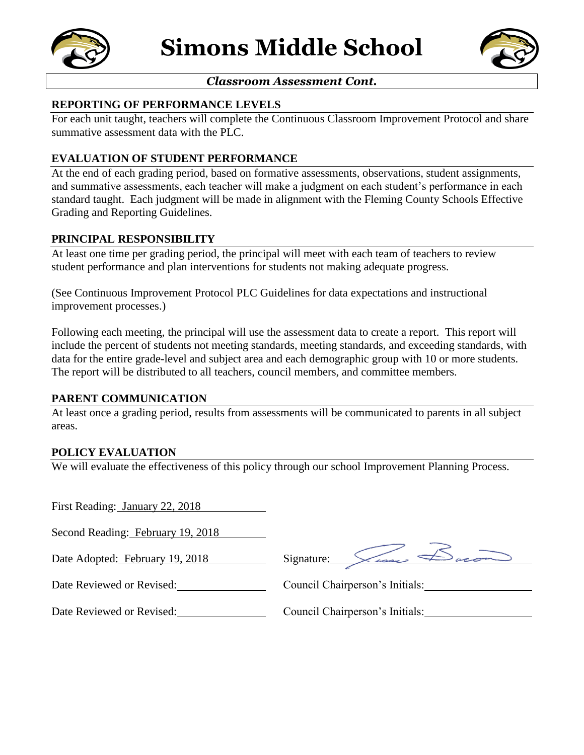# Simons Middle School

***Classroom Assessment Cont.***

## REPORTING OF PERFORMANCE LEVELS

For each unit taught, teachers will complete the Continuous Classroom Improvement Protocol and share summative assessment data with the PLC.

## EVALUATION OF STUDENT PERFORMANCE

At the end of each grading period, based on formative assessments, observations, student assignments, and summative assessments, each teacher will make a judgment on each student's performance in each standard taught. Each judgment will be made in alignment with the Fleming County Schools Effective Grading and Reporting Guidelines.

## PRINCIPAL RESPONSIBILITY

At least one time per grading period, the principal will meet with each team of teachers to review student performance and plan interventions for students not making adequate progress.

(See Continuous Improvement Protocol PLC Guidelines for data expectations and instructional improvement processes.)

Following each meeting, the principal will use the assessment data to create a report. This report will include the percent of students not meeting standards, meeting standards, and exceeding standards, with data for the entire grade-level and subject area and each demographic group with 10 or more students. The report will be distributed to all teachers, council members, and committee members.

## PARENT COMMUNICATION

At least once a grading period, results from assessments will be communicated to parents in all subject areas.

## POLICY EVALUATION

We will evaluate the effectiveness of this policy through our school Improvement Planning Process.

First Reading: January 22, 2018

Second Reading: February 19, 2018

Date Adopted: February 19, 2018 Signature: Susan Bacon

Date Reviewed or Revised: \_\_\_\_\_\_\_\_ Council Chairperson's Initials: \_\_\_\_\_\_\_\_

Date Reviewed or Revised: \_\_\_\_\_\_\_\_ Council Chairperson's Initials: \_\_\_\_\_\_\_\_